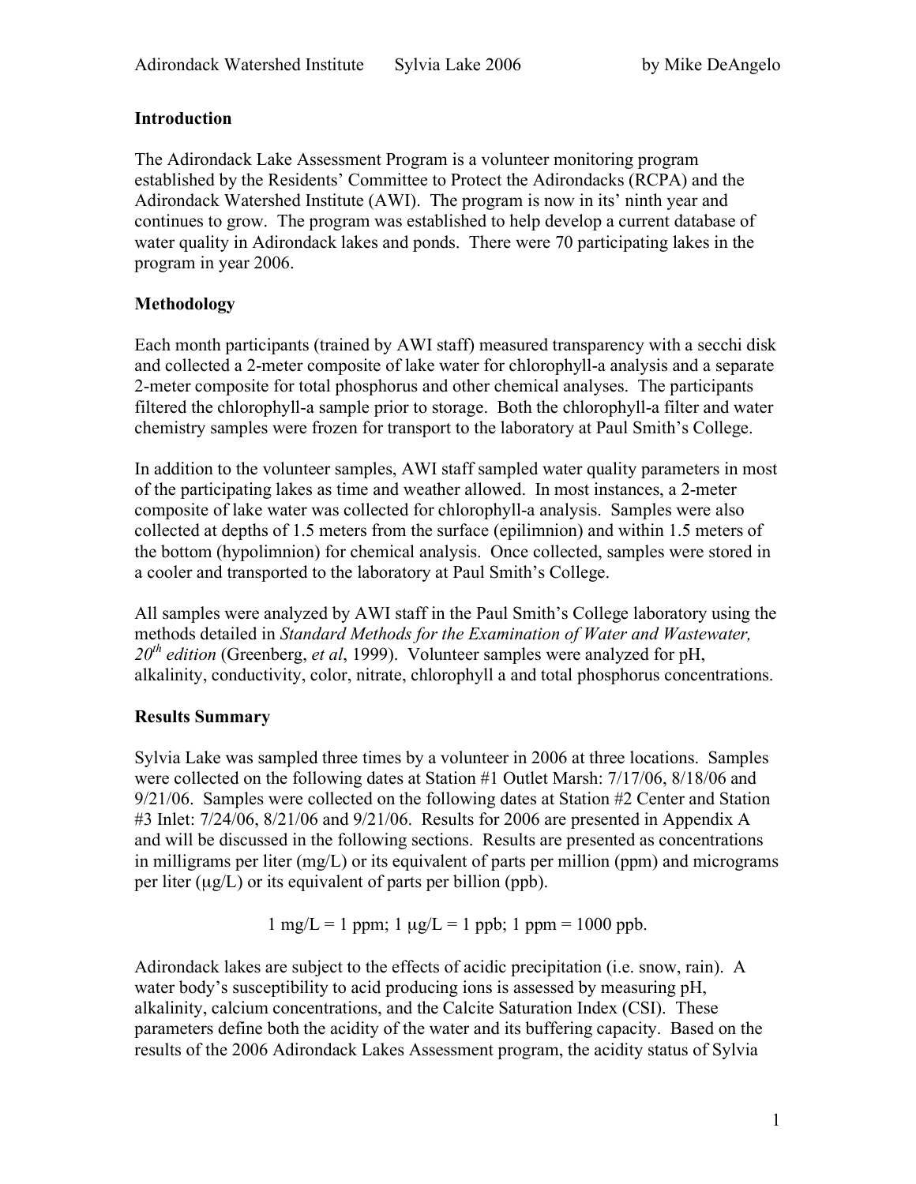## Introduction

The Adirondack Lake Assessment Program is a volunteer monitoring program established by the Residents' Committee to Protect the Adirondacks (RCPA) and the Adirondack Watershed Institute (AWI). The program is now in its' ninth year and continues to grow. The program was established to help develop a current database of water quality in Adirondack lakes and ponds. There were 70 participating lakes in the program in year 2006.

## Methodology

Each month participants (trained by AWI staff) measured transparency with a secchi disk and collected a 2-meter composite of lake water for chlorophyll-a analysis and a separate 2-meter composite for total phosphorus and other chemical analyses. The participants filtered the chlorophyll-a sample prior to storage. Both the chlorophyll-a filter and water chemistry samples were frozen for transport to the laboratory at Paul Smith's College.

In addition to the volunteer samples, AWI staff sampled water quality parameters in most of the participating lakes as time and weather allowed. In most instances, a 2-meter composite of lake water was collected for chlorophyll-a analysis. Samples were also collected at depths of 1.5 meters from the surface (epilimnion) and within 1.5 meters of the bottom (hypolimnion) for chemical analysis. Once collected, samples were stored in a cooler and transported to the laboratory at Paul Smith's College.

All samples were analyzed by AWI staff in the Paul Smith's College laboratory using the methods detailed in *Standard Methods for the Examination of Water and Wastewater, 20th edition* (Greenberg, *et al*, 1999). Volunteer samples were analyzed for pH, alkalinity, conductivity, color, nitrate, chlorophyll a and total phosphorus concentrations.

## Results Summary

Sylvia Lake was sampled three times by a volunteer in 2006 at three locations. Samples were collected on the following dates at Station #1 Outlet Marsh: 7/17/06, 8/18/06 and 9/21/06. Samples were collected on the following dates at Station #2 Center and Station #3 Inlet: 7/24/06, 8/21/06 and 9/21/06. Results for 2006 are presented in Appendix A and will be discussed in the following sections. Results are presented as concentrations in milligrams per liter (mg/L) or its equivalent of parts per million (ppm) and micrograms per liter ($\mu$g/L) or its equivalent of parts per billion (ppb).

$$1 \text{ mg/L} = 1 \text{ ppm}; \ 1 \ \mu\text{g/L} = 1 \text{ ppb}; \ 1 \text{ ppm} = 1000 \text{ ppb}.$$

Adirondack lakes are subject to the effects of acidic precipitation (i.e. snow, rain). A water body's susceptibility to acid producing ions is assessed by measuring pH, alkalinity, calcium concentrations, and the Calcite Saturation Index (CSI). These parameters define both the acidity of the water and its buffering capacity. Based on the results of the 2006 Adirondack Lakes Assessment program, the acidity status of Sylvia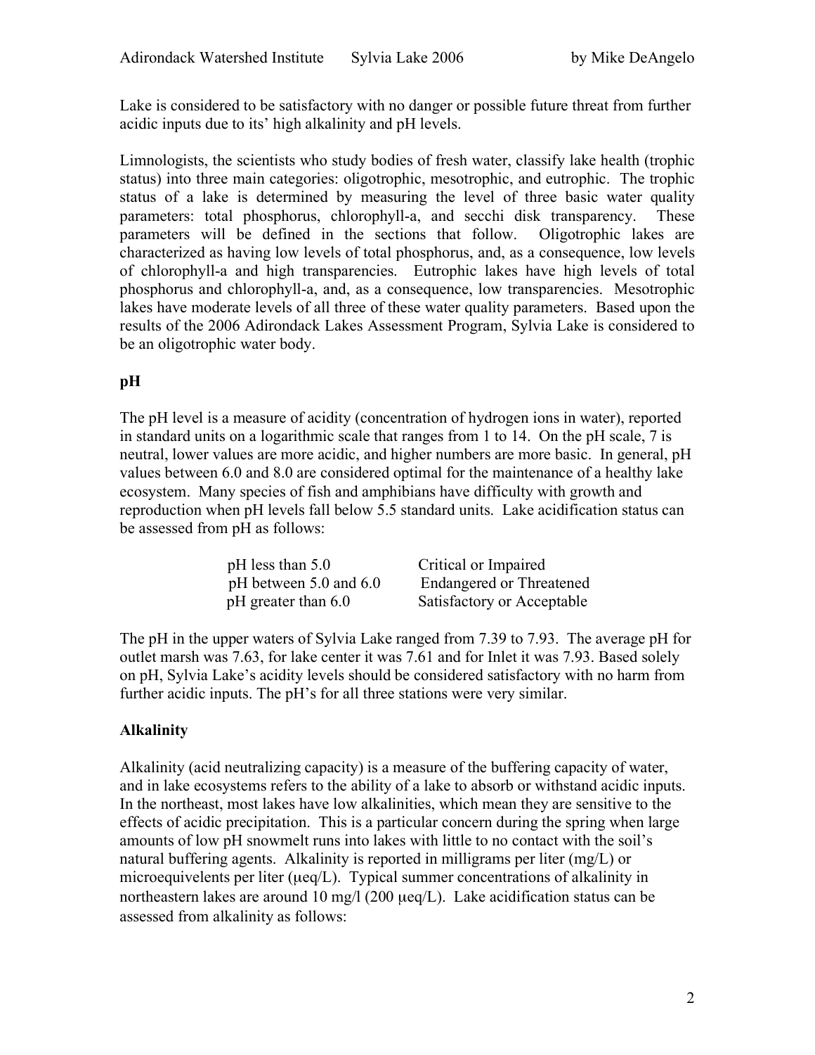Lake is considered to be satisfactory with no danger or possible future threat from further acidic inputs due to its' high alkalinity and pH levels.

Limnologists, the scientists who study bodies of fresh water, classify lake health (trophic status) into three main categories: oligotrophic, mesotrophic, and eutrophic. The trophic status of a lake is determined by measuring the level of three basic water quality parameters: total phosphorus, chlorophyll-a, and secchi disk transparency. These parameters will be defined in the sections that follow. Oligotrophic lakes are characterized as having low levels of total phosphorus, and, as a consequence, low levels of chlorophyll-a and high transparencies. Eutrophic lakes have high levels of total phosphorus and chlorophyll-a, and, as a consequence, low transparencies. Mesotrophic lakes have moderate levels of all three of these water quality parameters. Based upon the results of the 2006 Adirondack Lakes Assessment Program, Sylvia Lake is considered to be an oligotrophic water body.

## pH

The pH level is a measure of acidity (concentration of hydrogen ions in water), reported in standard units on a logarithmic scale that ranges from 1 to 14. On the pH scale, 7 is neutral, lower values are more acidic, and higher numbers are more basic. In general, pH values between 6.0 and 8.0 are considered optimal for the maintenance of a healthy lake ecosystem. Many species of fish and amphibians have difficulty with growth and reproduction when pH levels fall below 5.5 standard units. Lake acidification status can be assessed from pH as follows:

| | |
|---|---|
| pH less than 5.0 | Critical or Impaired |
| pH between 5.0 and 6.0 | Endangered or Threatened |
| pH greater than 6.0 | Satisfactory or Acceptable |

The pH in the upper waters of Sylvia Lake ranged from 7.39 to 7.93. The average pH for outlet marsh was 7.63, for lake center it was 7.61 and for Inlet it was 7.93. Based solely on pH, Sylvia Lake's acidity levels should be considered satisfactory with no harm from further acidic inputs. The pH's for all three stations were very similar.

## Alkalinity

Alkalinity (acid neutralizing capacity) is a measure of the buffering capacity of water, and in lake ecosystems refers to the ability of a lake to absorb or withstand acidic inputs. In the northeast, most lakes have low alkalinities, which mean they are sensitive to the effects of acidic precipitation. This is a particular concern during the spring when large amounts of low pH snowmelt runs into lakes with little to no contact with the soil's natural buffering agents. Alkalinity is reported in milligrams per liter (mg/L) or microequivelents per liter (μeq/L). Typical summer concentrations of alkalinity in northeastern lakes are around 10 mg/l (200 μeq/L). Lake acidification status can be assessed from alkalinity as follows: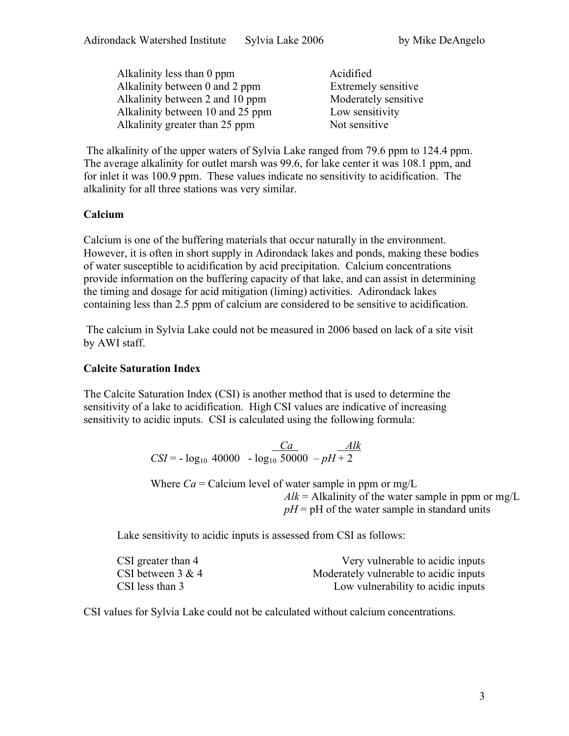| | |
|---|---|
| Alkalinity less than 0 ppm | Acidified |
| Alkalinity between 0 and 2 ppm | Extremely sensitive |
| Alkalinity between 2 and 10 ppm | Moderately sensitive |
| Alkalinity between 10 and 25 ppm | Low sensitivity |
| Alkalinity greater than 25 ppm | Not sensitive |

The alkalinity of the upper waters of Sylvia Lake ranged from 79.6 ppm to 124.4 ppm. The average alkalinity for outlet marsh was 99.6, for lake center it was 108.1 ppm, and for inlet it was 100.9 ppm. These values indicate no sensitivity to acidification. The alkalinity for all three stations was very similar.

### Calcium

Calcium is one of the buffering materials that occur naturally in the environment. However, it is often in short supply in Adirondack lakes and ponds, making these bodies of water susceptible to acidification by acid precipitation. Calcium concentrations provide information on the buffering capacity of that lake, and can assist in determining the timing and dosage for acid mitigation (liming) activities. Adirondack lakes containing less than 2.5 ppm of calcium are considered to be sensitive to acidification.

The calcium in Sylvia Lake could not be measured in 2006 based on lack of a site visit by AWI staff.

### Calcite Saturation Index

The Calcite Saturation Index (CSI) is another method that is used to determine the sensitivity of a lake to acidification. High CSI values are indicative of increasing sensitivity to acidic inputs. CSI is calculated using the following formula:

$$CSI = -\log_{10}\frac{Ca}{40000} - \log_{10}\frac{Alk}{50000} - pH + 2$$

Where $Ca$ = Calcium level of water sample in ppm or mg/L
$Alk$ = Alkalinity of the water sample in ppm or mg/L
$pH$ = pH of the water sample in standard units

Lake sensitivity to acidic inputs is assessed from CSI as follows:

| | |
|---|---|
| CSI greater than 4 | Very vulnerable to acidic inputs |
| CSI between 3 & 4 | Moderately vulnerable to acidic inputs |
| CSI less than 3 | Low vulnerability to acidic inputs |

CSI values for Sylvia Lake could not be calculated without calcium concentrations.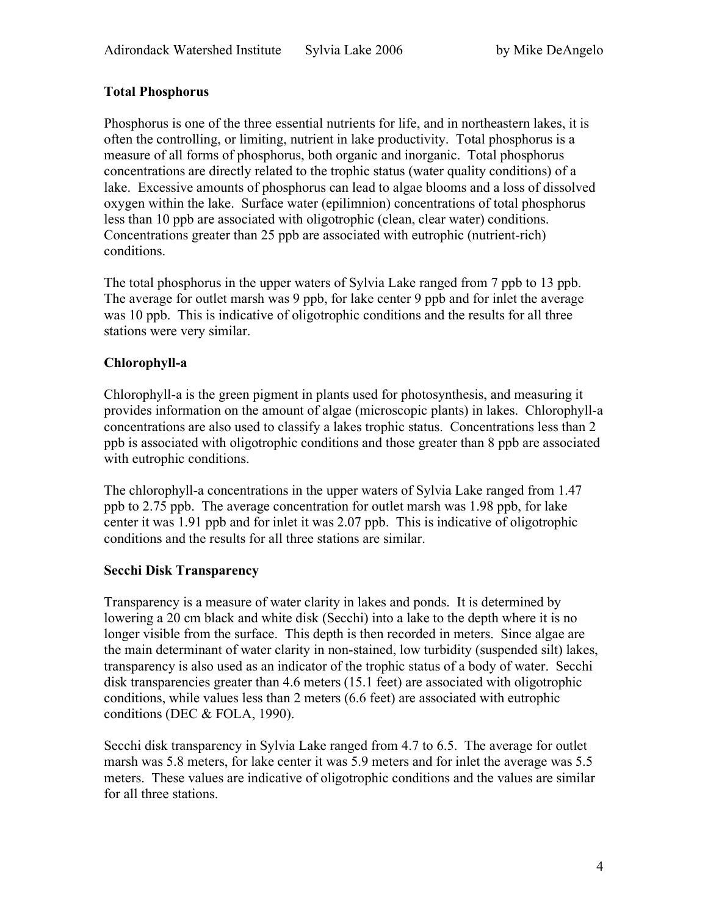### Total Phosphorus

Phosphorus is one of the three essential nutrients for life, and in northeastern lakes, it is often the controlling, or limiting, nutrient in lake productivity. Total phosphorus is a measure of all forms of phosphorus, both organic and inorganic. Total phosphorus concentrations are directly related to the trophic status (water quality conditions) of a lake. Excessive amounts of phosphorus can lead to algae blooms and a loss of dissolved oxygen within the lake. Surface water (epilimnion) concentrations of total phosphorus less than 10 ppb are associated with oligotrophic (clean, clear water) conditions. Concentrations greater than 25 ppb are associated with eutrophic (nutrient-rich) conditions.

The total phosphorus in the upper waters of Sylvia Lake ranged from 7 ppb to 13 ppb. The average for outlet marsh was 9 ppb, for lake center 9 ppb and for inlet the average was 10 ppb. This is indicative of oligotrophic conditions and the results for all three stations were very similar.

### Chlorophyll-a

Chlorophyll-a is the green pigment in plants used for photosynthesis, and measuring it provides information on the amount of algae (microscopic plants) in lakes. Chlorophyll-a concentrations are also used to classify a lakes trophic status. Concentrations less than 2 ppb is associated with oligotrophic conditions and those greater than 8 ppb are associated with eutrophic conditions.

The chlorophyll-a concentrations in the upper waters of Sylvia Lake ranged from 1.47 ppb to 2.75 ppb. The average concentration for outlet marsh was 1.98 ppb, for lake center it was 1.91 ppb and for inlet it was 2.07 ppb. This is indicative of oligotrophic conditions and the results for all three stations are similar.

### Secchi Disk Transparency

Transparency is a measure of water clarity in lakes and ponds. It is determined by lowering a 20 cm black and white disk (Secchi) into a lake to the depth where it is no longer visible from the surface. This depth is then recorded in meters. Since algae are the main determinant of water clarity in non-stained, low turbidity (suspended silt) lakes, transparency is also used as an indicator of the trophic status of a body of water. Secchi disk transparencies greater than 4.6 meters (15.1 feet) are associated with oligotrophic conditions, while values less than 2 meters (6.6 feet) are associated with eutrophic conditions (DEC & FOLA, 1990).

Secchi disk transparency in Sylvia Lake ranged from 4.7 to 6.5. The average for outlet marsh was 5.8 meters, for lake center it was 5.9 meters and for inlet the average was 5.5 meters. These values are indicative of oligotrophic conditions and the values are similar for all three stations.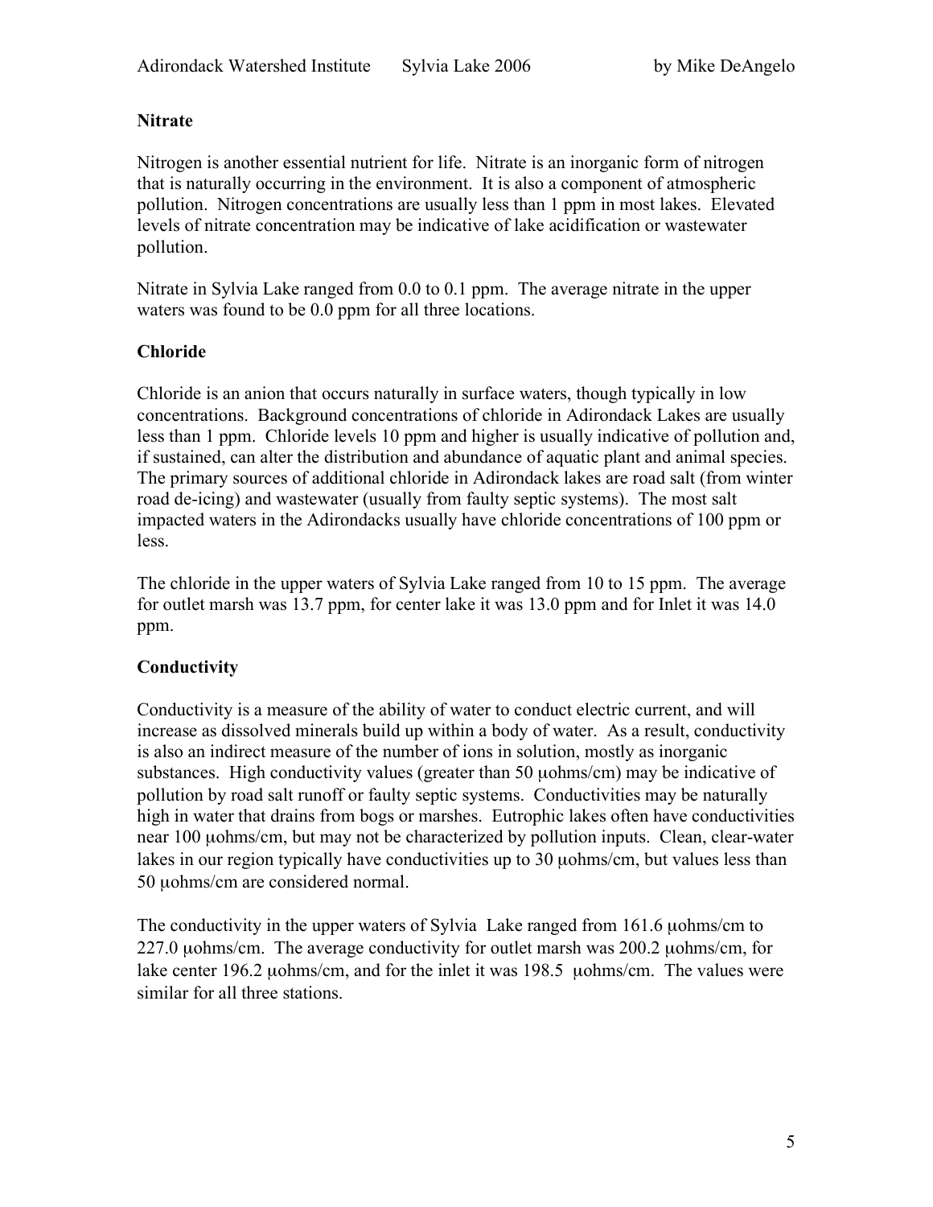**Nitrate**

Nitrogen is another essential nutrient for life. Nitrate is an inorganic form of nitrogen that is naturally occurring in the environment. It is also a component of atmospheric pollution. Nitrogen concentrations are usually less than 1 ppm in most lakes. Elevated levels of nitrate concentration may be indicative of lake acidification or wastewater pollution.

Nitrate in Sylvia Lake ranged from 0.0 to 0.1 ppm. The average nitrate in the upper waters was found to be 0.0 ppm for all three locations.

**Chloride**

Chloride is an anion that occurs naturally in surface waters, though typically in low concentrations. Background concentrations of chloride in Adirondack Lakes are usually less than 1 ppm. Chloride levels 10 ppm and higher is usually indicative of pollution and, if sustained, can alter the distribution and abundance of aquatic plant and animal species. The primary sources of additional chloride in Adirondack lakes are road salt (from winter road de-icing) and wastewater (usually from faulty septic systems). The most salt impacted waters in the Adirondacks usually have chloride concentrations of 100 ppm or less.

The chloride in the upper waters of Sylvia Lake ranged from 10 to 15 ppm. The average for outlet marsh was 13.7 ppm, for center lake it was 13.0 ppm and for Inlet it was 14.0 ppm.

**Conductivity**

Conductivity is a measure of the ability of water to conduct electric current, and will increase as dissolved minerals build up within a body of water. As a result, conductivity is also an indirect measure of the number of ions in solution, mostly as inorganic substances. High conductivity values (greater than 50 μohms/cm) may be indicative of pollution by road salt runoff or faulty septic systems. Conductivities may be naturally high in water that drains from bogs or marshes. Eutrophic lakes often have conductivities near 100 μohms/cm, but may not be characterized by pollution inputs. Clean, clear-water lakes in our region typically have conductivities up to 30 μohms/cm, but values less than 50 μohms/cm are considered normal.

The conductivity in the upper waters of Sylvia Lake ranged from 161.6 μohms/cm to 227.0 μohms/cm. The average conductivity for outlet marsh was 200.2 μohms/cm, for lake center 196.2 μohms/cm, and for the inlet it was 198.5 μohms/cm. The values were similar for all three stations.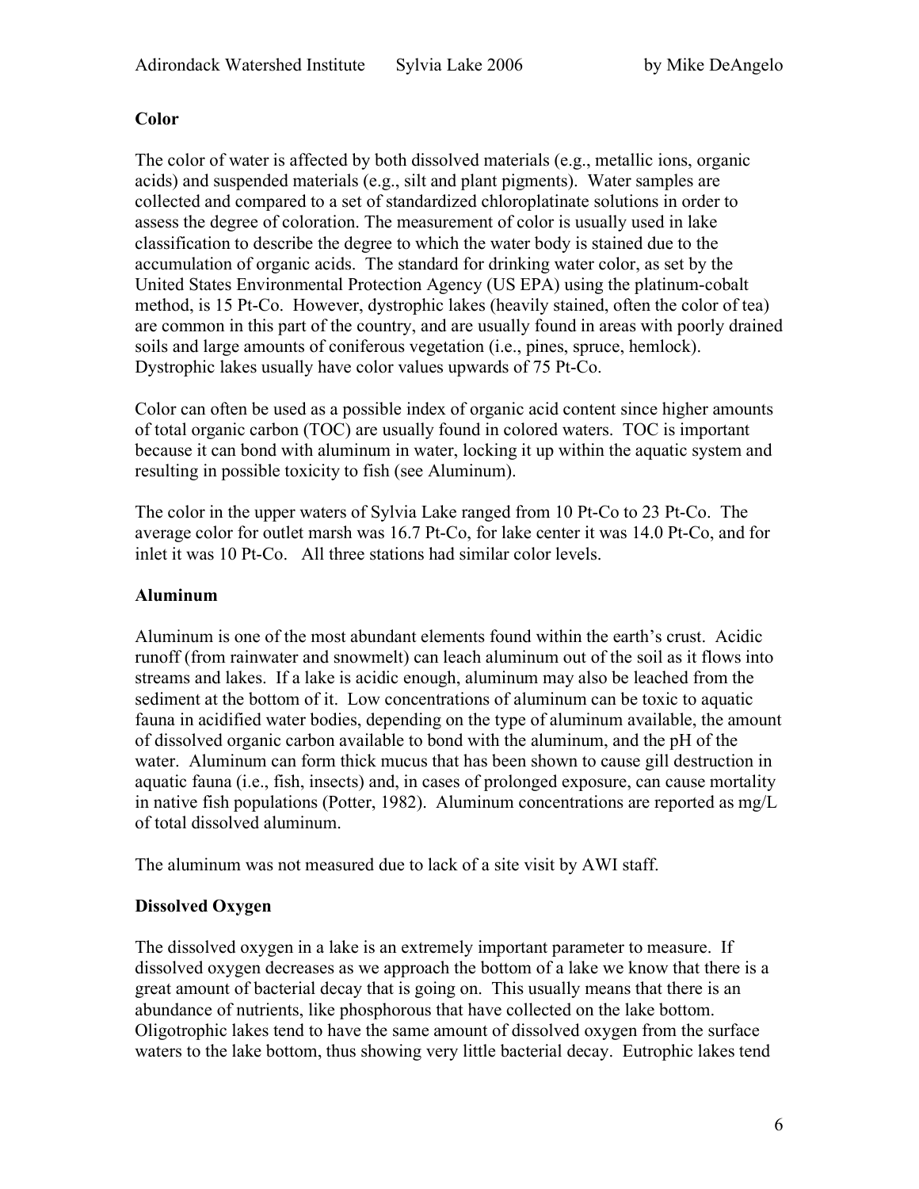**Color**

The color of water is affected by both dissolved materials (e.g., metallic ions, organic acids) and suspended materials (e.g., silt and plant pigments). Water samples are collected and compared to a set of standardized chloroplatinate solutions in order to assess the degree of coloration. The measurement of color is usually used in lake classification to describe the degree to which the water body is stained due to the accumulation of organic acids. The standard for drinking water color, as set by the United States Environmental Protection Agency (US EPA) using the platinum-cobalt method, is 15 Pt-Co. However, dystrophic lakes (heavily stained, often the color of tea) are common in this part of the country, and are usually found in areas with poorly drained soils and large amounts of coniferous vegetation (i.e., pines, spruce, hemlock). Dystrophic lakes usually have color values upwards of 75 Pt-Co.

Color can often be used as a possible index of organic acid content since higher amounts of total organic carbon (TOC) are usually found in colored waters. TOC is important because it can bond with aluminum in water, locking it up within the aquatic system and resulting in possible toxicity to fish (see Aluminum).

The color in the upper waters of Sylvia Lake ranged from 10 Pt-Co to 23 Pt-Co. The average color for outlet marsh was 16.7 Pt-Co, for lake center it was 14.0 Pt-Co, and for inlet it was 10 Pt-Co. All three stations had similar color levels.

**Aluminum**

Aluminum is one of the most abundant elements found within the earth's crust. Acidic runoff (from rainwater and snowmelt) can leach aluminum out of the soil as it flows into streams and lakes. If a lake is acidic enough, aluminum may also be leached from the sediment at the bottom of it. Low concentrations of aluminum can be toxic to aquatic fauna in acidified water bodies, depending on the type of aluminum available, the amount of dissolved organic carbon available to bond with the aluminum, and the pH of the water. Aluminum can form thick mucus that has been shown to cause gill destruction in aquatic fauna (i.e., fish, insects) and, in cases of prolonged exposure, can cause mortality in native fish populations (Potter, 1982). Aluminum concentrations are reported as mg/L of total dissolved aluminum.

The aluminum was not measured due to lack of a site visit by AWI staff.

**Dissolved Oxygen**

The dissolved oxygen in a lake is an extremely important parameter to measure. If dissolved oxygen decreases as we approach the bottom of a lake we know that there is a great amount of bacterial decay that is going on. This usually means that there is an abundance of nutrients, like phosphorous that have collected on the lake bottom. Oligotrophic lakes tend to have the same amount of dissolved oxygen from the surface waters to the lake bottom, thus showing very little bacterial decay. Eutrophic lakes tend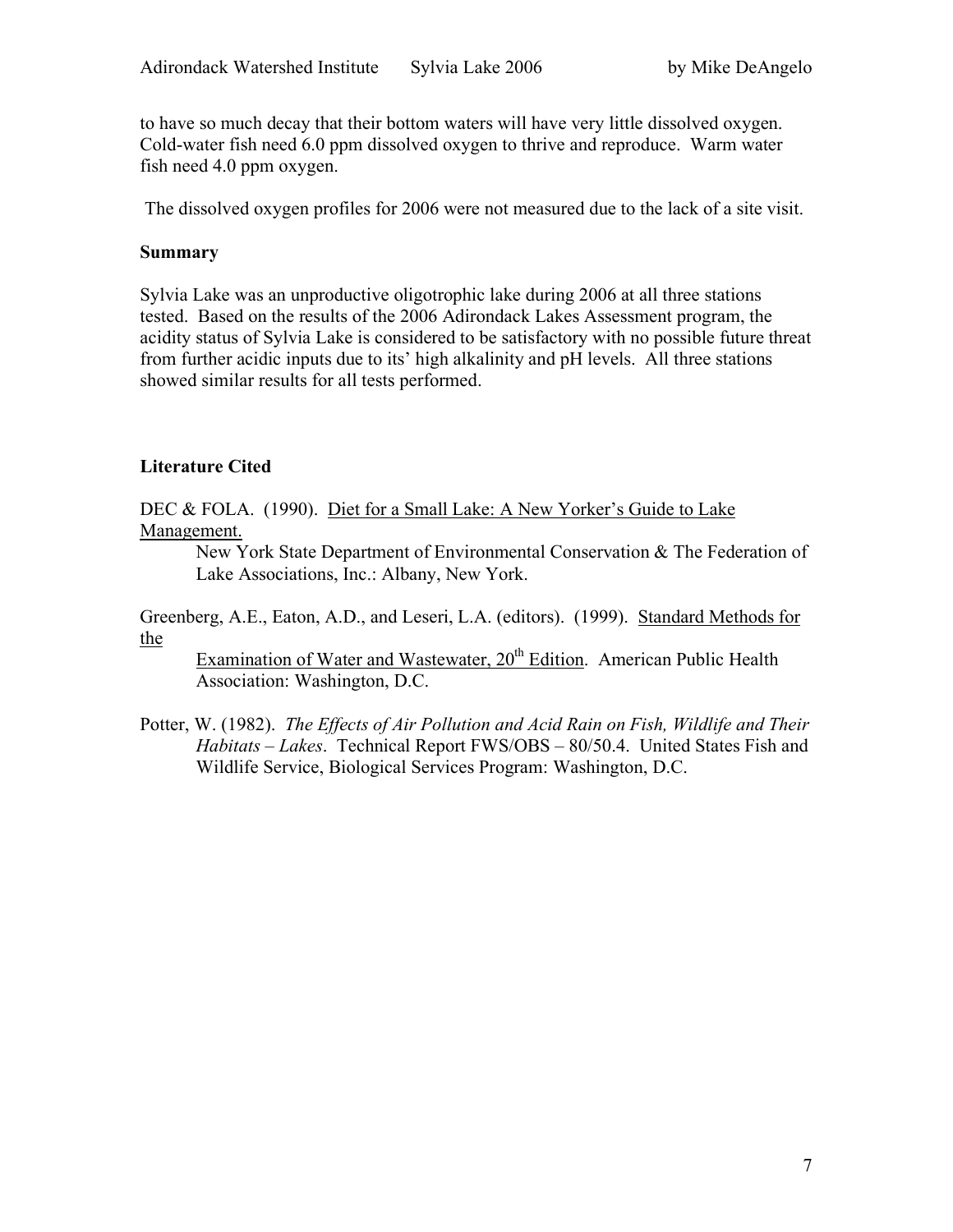to have so much decay that their bottom waters will have very little dissolved oxygen. Cold-water fish need 6.0 ppm dissolved oxygen to thrive and reproduce. Warm water fish need 4.0 ppm oxygen.

The dissolved oxygen profiles for 2006 were not measured due to the lack of a site visit.

**Summary**

Sylvia Lake was an unproductive oligotrophic lake during 2006 at all three stations tested. Based on the results of the 2006 Adirondack Lakes Assessment program, the acidity status of Sylvia Lake is considered to be satisfactory with no possible future threat from further acidic inputs due to its' high alkalinity and pH levels. All three stations showed similar results for all tests performed.

**Literature Cited**

DEC & FOLA. (1990). Diet for a Small Lake: A New Yorker's Guide to Lake Management.
New York State Department of Environmental Conservation & The Federation of Lake Associations, Inc.: Albany, New York.

Greenberg, A.E., Eaton, A.D., and Leseri, L.A. (editors). (1999). Standard Methods for the Examination of Water and Wastewater, 20th Edition. American Public Health Association: Washington, D.C.

Potter, W. (1982). *The Effects of Air Pollution and Acid Rain on Fish, Wildlife and Their Habitats – Lakes*. Technical Report FWS/OBS – 80/50.4. United States Fish and Wildlife Service, Biological Services Program: Washington, D.C.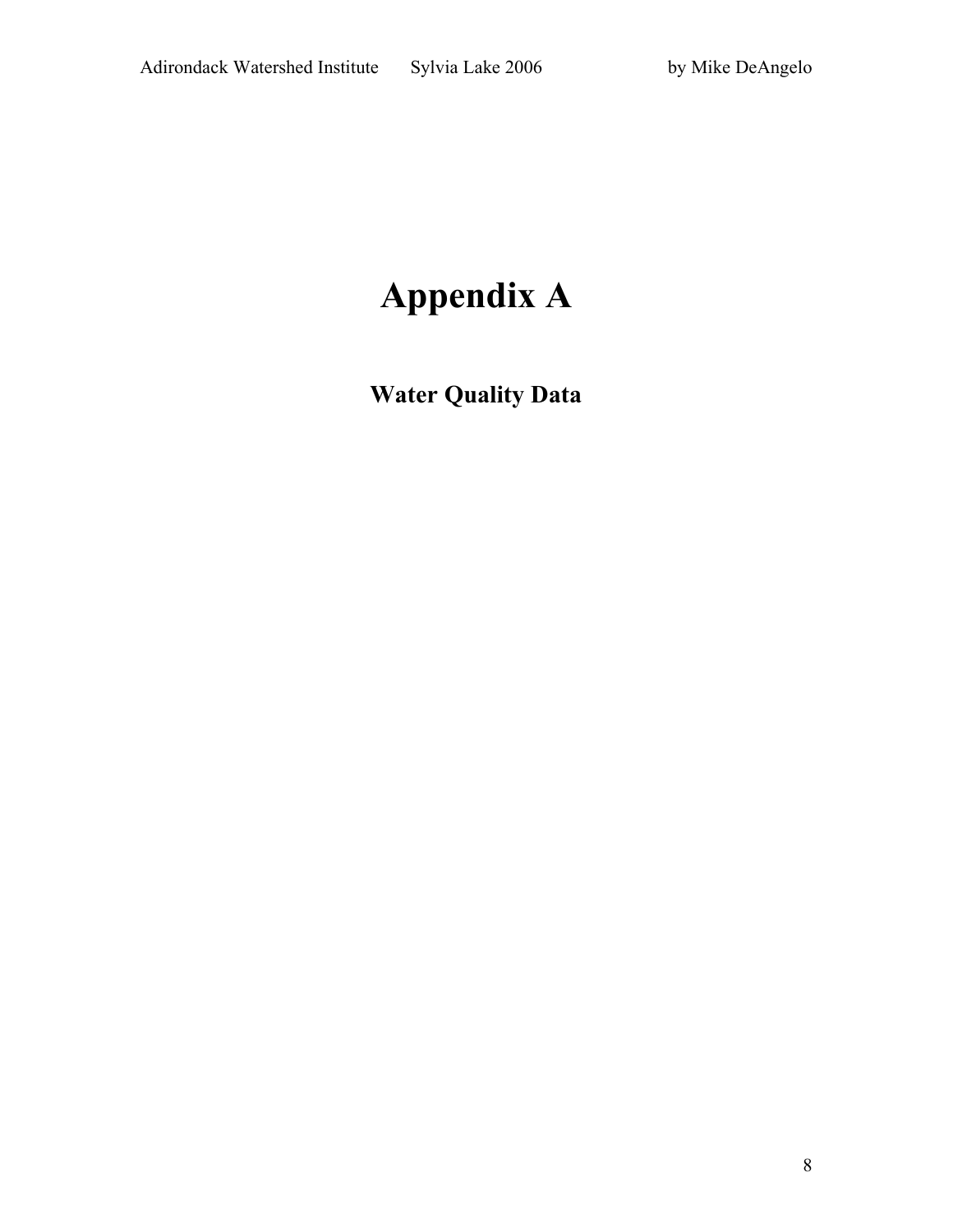# Appendix A

## Water Quality Data